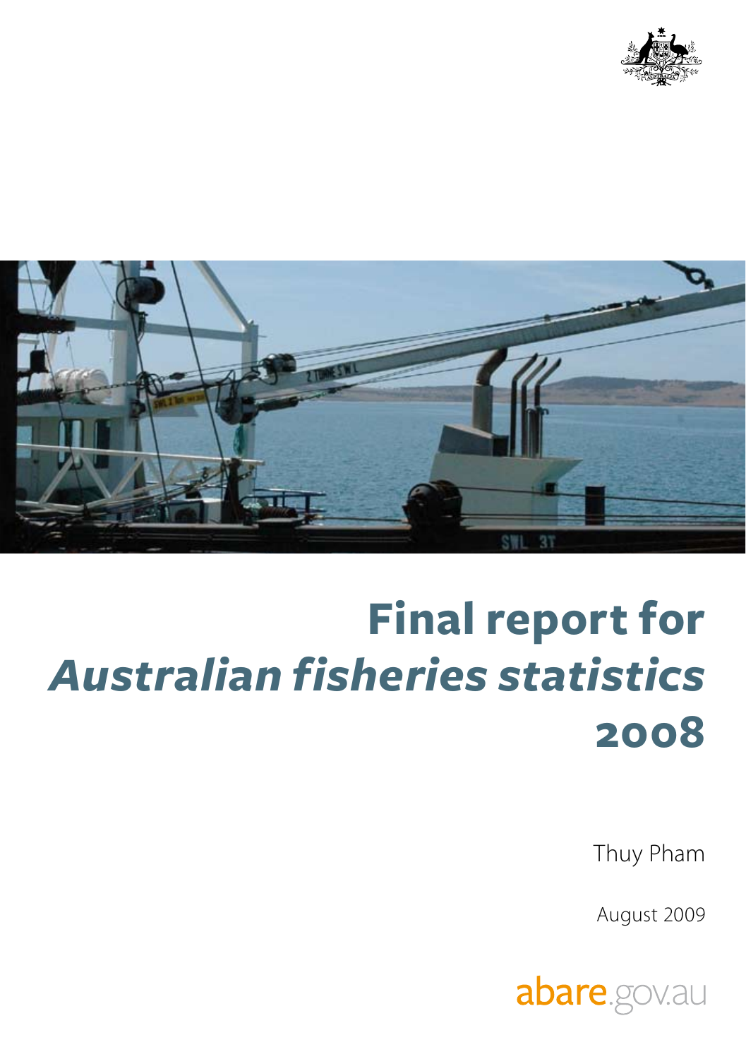# Final report for *Australian fisheries statistics* 2008

Thuy Pham

August 2009

abare.gov.au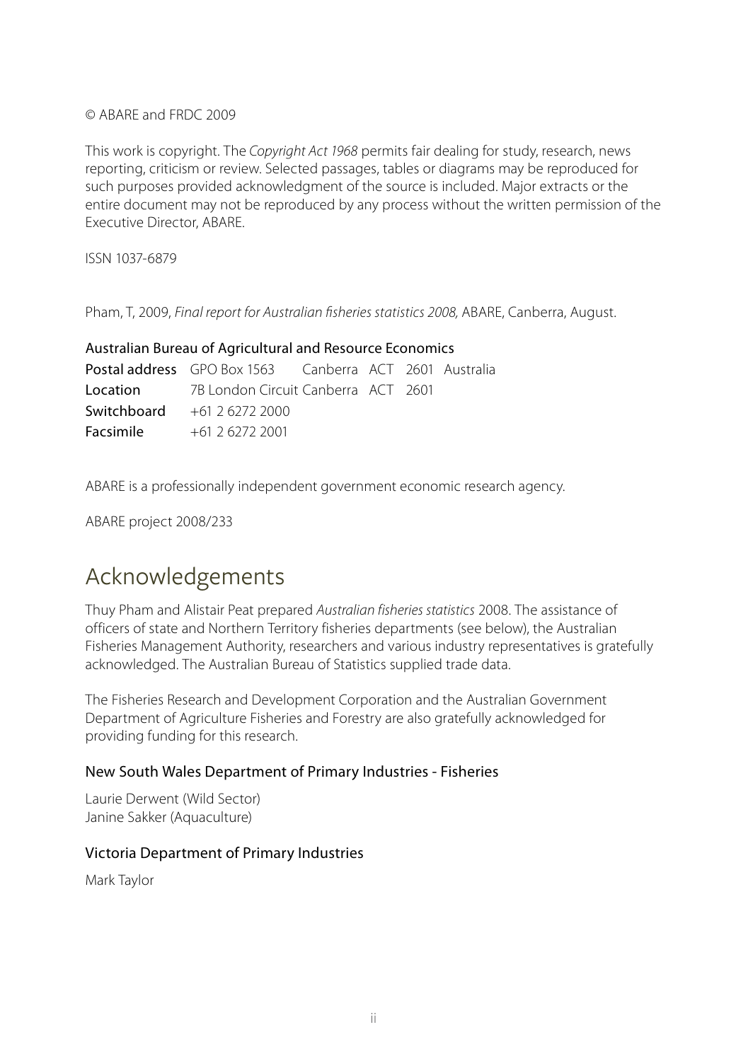© ABARE and FRDC 2009

This work is copyright. The *Copyright Act 1968* permits fair dealing for study, research, news reporting, criticism or review. Selected passages, tables or diagrams may be reproduced for such purposes provided acknowledgment of the source is included. Major extracts or the entire document may not be reproduced by any process without the written permission of the Executive Director, ABARE.

ISSN 1037-6879

Pham, T, 2009, *Final report for Australian fisheries statistics 2008,* ABARE, Canberra, August.

Australian Bureau of Agricultural and Resource Economics

**Postal address** GPO Box 1563 Canberra ACT 2601 Australia
**Location** 7B London Circuit Canberra ACT 2601
**Switchboard** +61 2 6272 2000
**Facsimile** +61 2 6272 2001

ABARE is a professionally independent government economic research agency.

ABARE project 2008/233

# Acknowledgements

Thuy Pham and Alistair Peat prepared *Australian fisheries statistics* 2008. The assistance of officers of state and Northern Territory fisheries departments (see below), the Australian Fisheries Management Authority, researchers and various industry representatives is gratefully acknowledged. The Australian Bureau of Statistics supplied trade data.

The Fisheries Research and Development Corporation and the Australian Government Department of Agriculture Fisheries and Forestry are also gratefully acknowledged for providing funding for this research.

### New South Wales Department of Primary Industries - Fisheries

Laurie Derwent (Wild Sector)
Janine Sakker (Aquaculture)

### Victoria Department of Primary Industries

Mark Taylor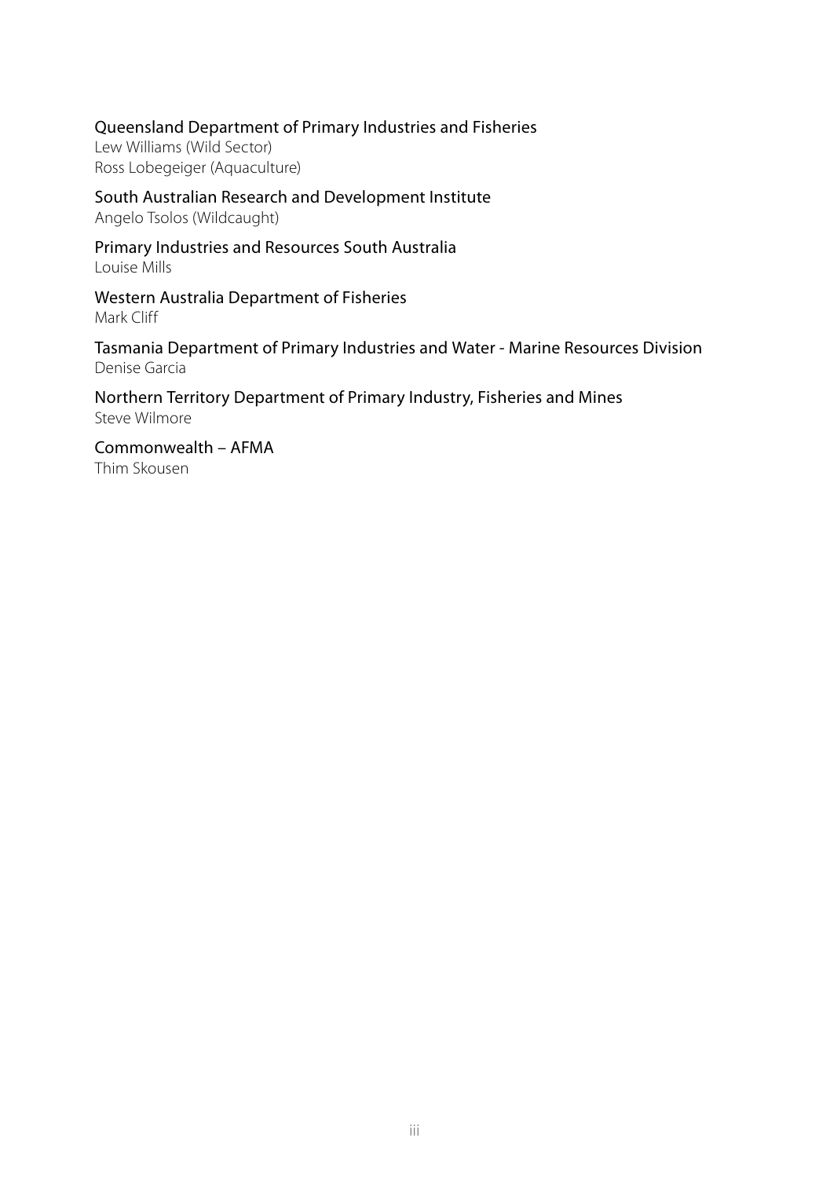Queensland Department of Primary Industries and Fisheries  
Lew Williams (Wild Sector)  
Ross Lobegeiger (Aquaculture)

South Australian Research and Development Institute  
Angelo Tsolos (Wildcaught)

Primary Industries and Resources South Australia  
Louise Mills

Western Australia Department of Fisheries  
Mark Cliff

Tasmania Department of Primary Industries and Water - Marine Resources Division  
Denise Garcia

Northern Territory Department of Primary Industry, Fisheries and Mines  
Steve Wilmore

Commonwealth – AFMA  
Thim Skousen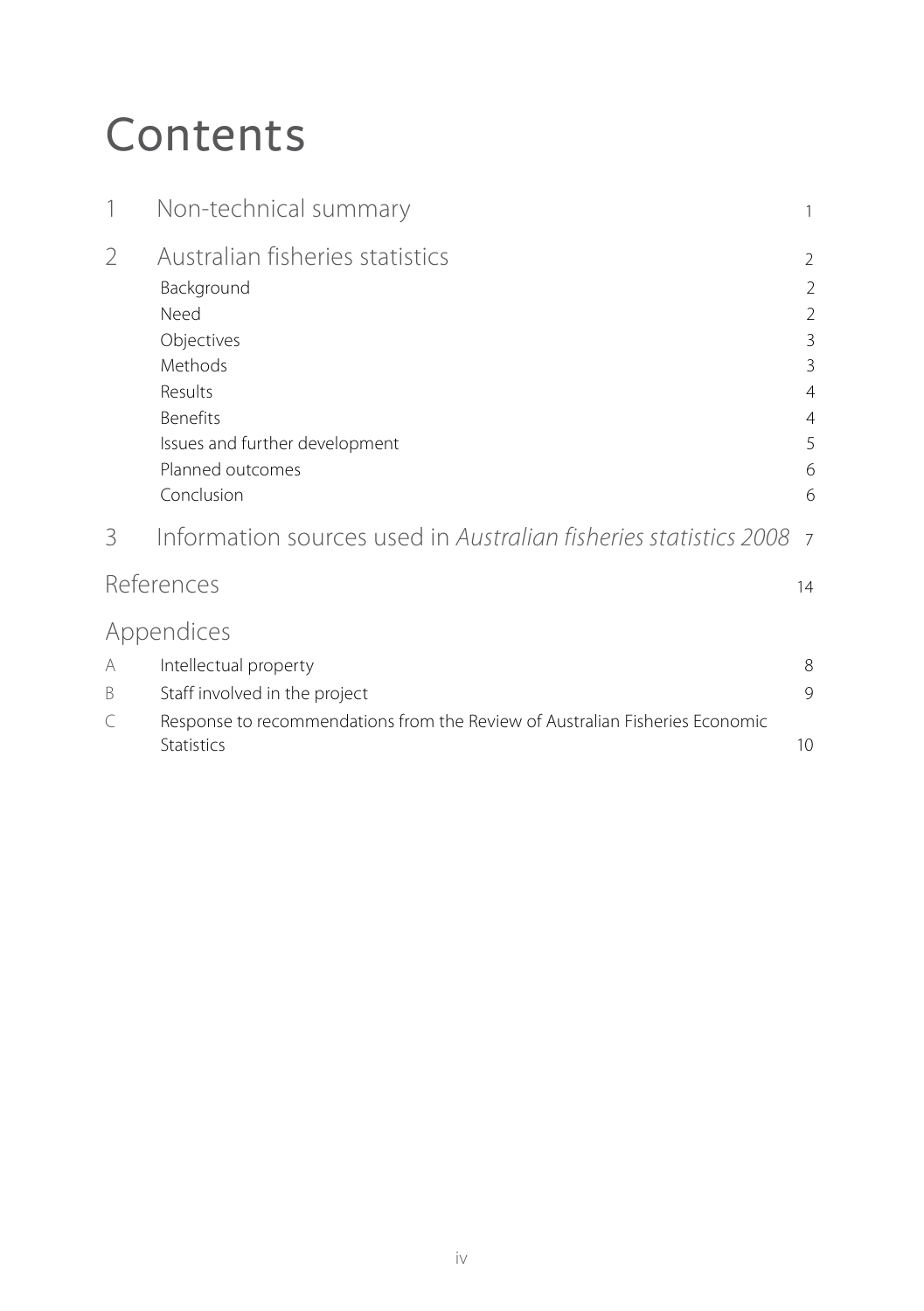# Contents

| | | |
|---|---|---|
| 1 | Non-technical summary | 1 |
| 2 | Australian fisheries statistics | 2 |
| | Background | 2 |
| | Need | 2 |
| | Objectives | 3 |
| | Methods | 3 |
| | Results | 4 |
| | Benefits | 4 |
| | Issues and further development | 5 |
| | Planned outcomes | 6 |
| | Conclusion | 6 |
| 3 | Information sources used in *Australian fisheries statistics 2008* | 7 |
| | References | 14 |
| | Appendices | |
| A | Intellectual property | 8 |
| B | Staff involved in the project | 9 |
| C | Response to recommendations from the Review of Australian Fisheries Economic Statistics | 10 |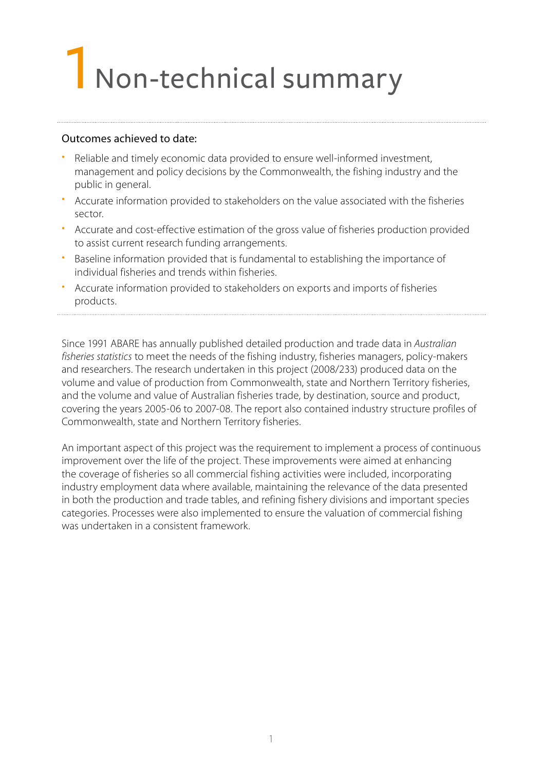# 1 Non-technical summary

**Outcomes achieved to date:**

- Reliable and timely economic data provided to ensure well-informed investment, management and policy decisions by the Commonwealth, the fishing industry and the public in general.
- Accurate information provided to stakeholders on the value associated with the fisheries sector.
- Accurate and cost-effective estimation of the gross value of fisheries production provided to assist current research funding arrangements.
- Baseline information provided that is fundamental to establishing the importance of individual fisheries and trends within fisheries.
- Accurate information provided to stakeholders on exports and imports of fisheries products.

Since 1991 ABARE has annually published detailed production and trade data in *Australian fisheries statistics* to meet the needs of the fishing industry, fisheries managers, policy-makers and researchers. The research undertaken in this project (2008/233) produced data on the volume and value of production from Commonwealth, state and Northern Territory fisheries, and the volume and value of Australian fisheries trade, by destination, source and product, covering the years 2005-06 to 2007-08. The report also contained industry structure profiles of Commonwealth, state and Northern Territory fisheries.

An important aspect of this project was the requirement to implement a process of continuous improvement over the life of the project. These improvements were aimed at enhancing the coverage of fisheries so all commercial fishing activities were included, incorporating industry employment data where available, maintaining the relevance of the data presented in both the production and trade tables, and refining fishery divisions and important species categories. Processes were also implemented to ensure the valuation of commercial fishing was undertaken in a consistent framework.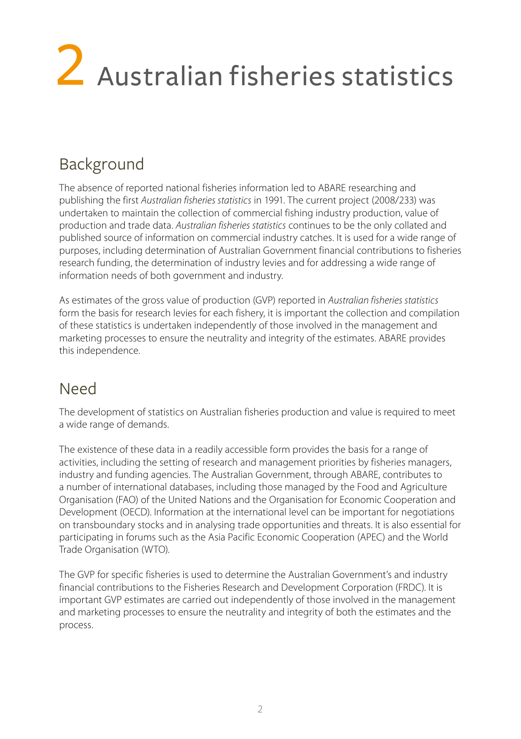# 2 Australian fisheries statistics

## Background

The absence of reported national fisheries information led to ABARE researching and publishing the first *Australian fisheries statistics* in 1991. The current project (2008/233) was undertaken to maintain the collection of commercial fishing industry production, value of production and trade data. *Australian fisheries statistics* continues to be the only collated and published source of information on commercial industry catches. It is used for a wide range of purposes, including determination of Australian Government financial contributions to fisheries research funding, the determination of industry levies and for addressing a wide range of information needs of both government and industry.

As estimates of the gross value of production (GVP) reported in *Australian fisheries statistics* form the basis for research levies for each fishery, it is important the collection and compilation of these statistics is undertaken independently of those involved in the management and marketing processes to ensure the neutrality and integrity of the estimates. ABARE provides this independence.

## Need

The development of statistics on Australian fisheries production and value is required to meet a wide range of demands.

The existence of these data in a readily accessible form provides the basis for a range of activities, including the setting of research and management priorities by fisheries managers, industry and funding agencies. The Australian Government, through ABARE, contributes to a number of international databases, including those managed by the Food and Agriculture Organisation (FAO) of the United Nations and the Organisation for Economic Cooperation and Development (OECD). Information at the international level can be important for negotiations on transboundary stocks and in analysing trade opportunities and threats. It is also essential for participating in forums such as the Asia Pacific Economic Cooperation (APEC) and the World Trade Organisation (WTO).

The GVP for specific fisheries is used to determine the Australian Government's and industry financial contributions to the Fisheries Research and Development Corporation (FRDC). It is important GVP estimates are carried out independently of those involved in the management and marketing processes to ensure the neutrality and integrity of both the estimates and the process.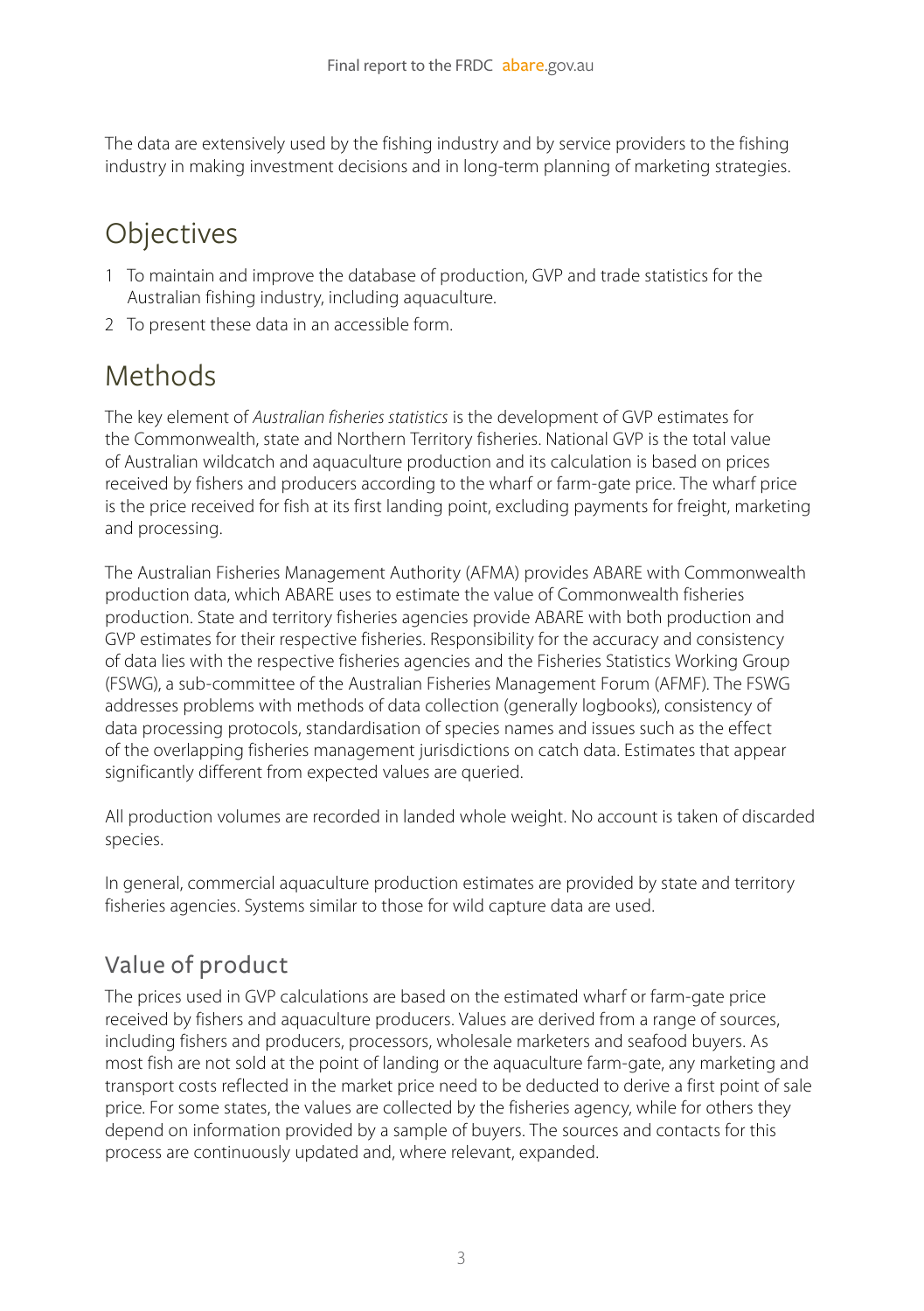The data are extensively used by the fishing industry and by service providers to the fishing industry in making investment decisions and in long-term planning of marketing strategies.

# Objectives

1. To maintain and improve the database of production, GVP and trade statistics for the Australian fishing industry, including aquaculture.
2. To present these data in an accessible form.

# Methods

The key element of *Australian fisheries statistics* is the development of GVP estimates for the Commonwealth, state and Northern Territory fisheries. National GVP is the total value of Australian wildcatch and aquaculture production and its calculation is based on prices received by fishers and producers according to the wharf or farm-gate price. The wharf price is the price received for fish at its first landing point, excluding payments for freight, marketing and processing.

The Australian Fisheries Management Authority (AFMA) provides ABARE with Commonwealth production data, which ABARE uses to estimate the value of Commonwealth fisheries production. State and territory fisheries agencies provide ABARE with both production and GVP estimates for their respective fisheries. Responsibility for the accuracy and consistency of data lies with the respective fisheries agencies and the Fisheries Statistics Working Group (FSWG), a sub-committee of the Australian Fisheries Management Forum (AFMF). The FSWG addresses problems with methods of data collection (generally logbooks), consistency of data processing protocols, standardisation of species names and issues such as the effect of the overlapping fisheries management jurisdictions on catch data. Estimates that appear significantly different from expected values are queried.

All production volumes are recorded in landed whole weight. No account is taken of discarded species.

In general, commercial aquaculture production estimates are provided by state and territory fisheries agencies. Systems similar to those for wild capture data are used.

## Value of product

The prices used in GVP calculations are based on the estimated wharf or farm-gate price received by fishers and aquaculture producers. Values are derived from a range of sources, including fishers and producers, processors, wholesale marketers and seafood buyers. As most fish are not sold at the point of landing or the aquaculture farm-gate, any marketing and transport costs reflected in the market price need to be deducted to derive a first point of sale price. For some states, the values are collected by the fisheries agency, while for others they depend on information provided by a sample of buyers. The sources and contacts for this process are continuously updated and, where relevant, expanded.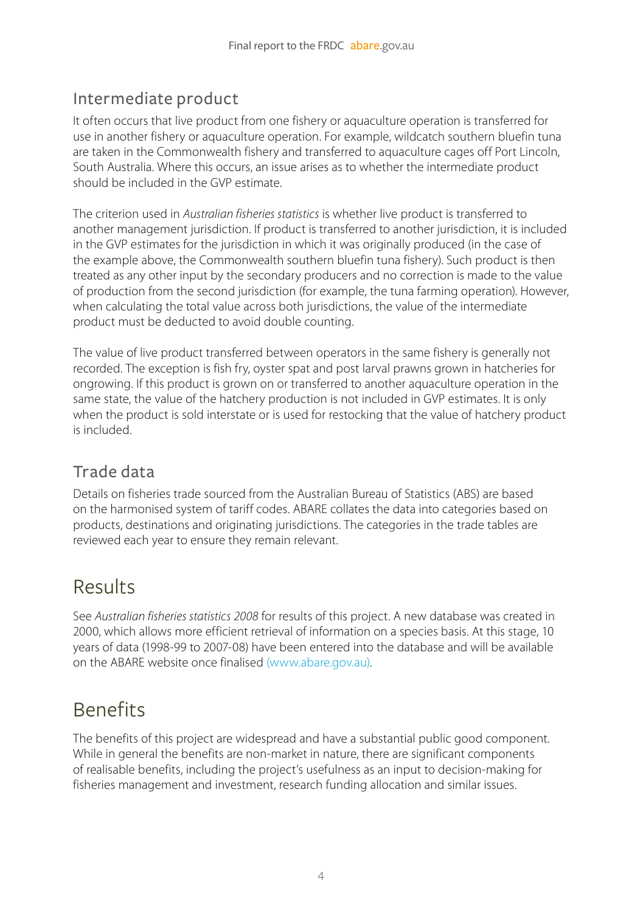### Intermediate product

It often occurs that live product from one fishery or aquaculture operation is transferred for use in another fishery or aquaculture operation. For example, wildcatch southern bluefin tuna are taken in the Commonwealth fishery and transferred to aquaculture cages off Port Lincoln, South Australia. Where this occurs, an issue arises as to whether the intermediate product should be included in the GVP estimate.

The criterion used in *Australian fisheries statistics* is whether live product is transferred to another management jurisdiction. If product is transferred to another jurisdiction, it is included in the GVP estimates for the jurisdiction in which it was originally produced (in the case of the example above, the Commonwealth southern bluefin tuna fishery). Such product is then treated as any other input by the secondary producers and no correction is made to the value of production from the second jurisdiction (for example, the tuna farming operation). However, when calculating the total value across both jurisdictions, the value of the intermediate product must be deducted to avoid double counting.

The value of live product transferred between operators in the same fishery is generally not recorded. The exception is fish fry, oyster spat and post larval prawns grown in hatcheries for ongrowing. If this product is grown on or transferred to another aquaculture operation in the same state, the value of the hatchery production is not included in GVP estimates. It is only when the product is sold interstate or is used for restocking that the value of hatchery product is included.

### Trade data

Details on fisheries trade sourced from the Australian Bureau of Statistics (ABS) are based on the harmonised system of tariff codes. ABARE collates the data into categories based on products, destinations and originating jurisdictions. The categories in the trade tables are reviewed each year to ensure they remain relevant.

## Results

See *Australian fisheries statistics 2008* for results of this project. A new database was created in 2000, which allows more efficient retrieval of information on a species basis. At this stage, 10 years of data (1998-99 to 2007-08) have been entered into the database and will be available on the ABARE website once finalised (www.abare.gov.au).

## Benefits

The benefits of this project are widespread and have a substantial public good component. While in general the benefits are non-market in nature, there are significant components of realisable benefits, including the project's usefulness as an input to decision-making for fisheries management and investment, research funding allocation and similar issues.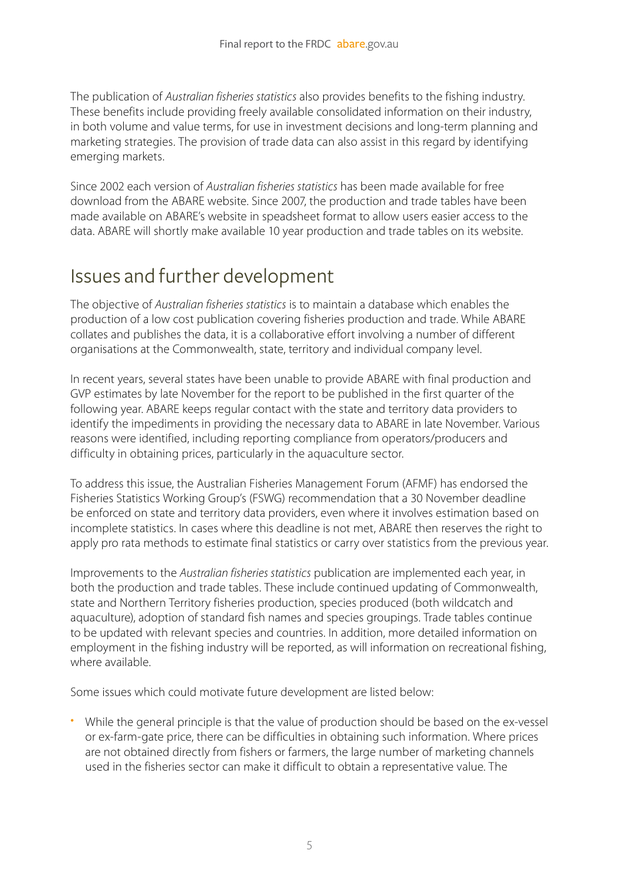The publication of *Australian fisheries statistics* also provides benefits to the fishing industry. These benefits include providing freely available consolidated information on their industry, in both volume and value terms, for use in investment decisions and long-term planning and marketing strategies. The provision of trade data can also assist in this regard by identifying emerging markets.

Since 2002 each version of *Australian fisheries statistics* has been made available for free download from the ABARE website. Since 2007, the production and trade tables have been made available on ABARE's website in speadsheet format to allow users easier access to the data. ABARE will shortly make available 10 year production and trade tables on its website.

## Issues and further development

The objective of *Australian fisheries statistics* is to maintain a database which enables the production of a low cost publication covering fisheries production and trade. While ABARE collates and publishes the data, it is a collaborative effort involving a number of different organisations at the Commonwealth, state, territory and individual company level.

In recent years, several states have been unable to provide ABARE with final production and GVP estimates by late November for the report to be published in the first quarter of the following year. ABARE keeps regular contact with the state and territory data providers to identify the impediments in providing the necessary data to ABARE in late November. Various reasons were identified, including reporting compliance from operators/producers and difficulty in obtaining prices, particularly in the aquaculture sector.

To address this issue, the Australian Fisheries Management Forum (AFMF) has endorsed the Fisheries Statistics Working Group's (FSWG) recommendation that a 30 November deadline be enforced on state and territory data providers, even where it involves estimation based on incomplete statistics. In cases where this deadline is not met, ABARE then reserves the right to apply pro rata methods to estimate final statistics or carry over statistics from the previous year.

Improvements to the *Australian fisheries statistics* publication are implemented each year, in both the production and trade tables. These include continued updating of Commonwealth, state and Northern Territory fisheries production, species produced (both wildcatch and aquaculture), adoption of standard fish names and species groupings. Trade tables continue to be updated with relevant species and countries. In addition, more detailed information on employment in the fishing industry will be reported, as will information on recreational fishing, where available.

Some issues which could motivate future development are listed below:

- While the general principle is that the value of production should be based on the ex-vessel or ex-farm-gate price, there can be difficulties in obtaining such information. Where prices are not obtained directly from fishers or farmers, the large number of marketing channels used in the fisheries sector can make it difficult to obtain a representative value. The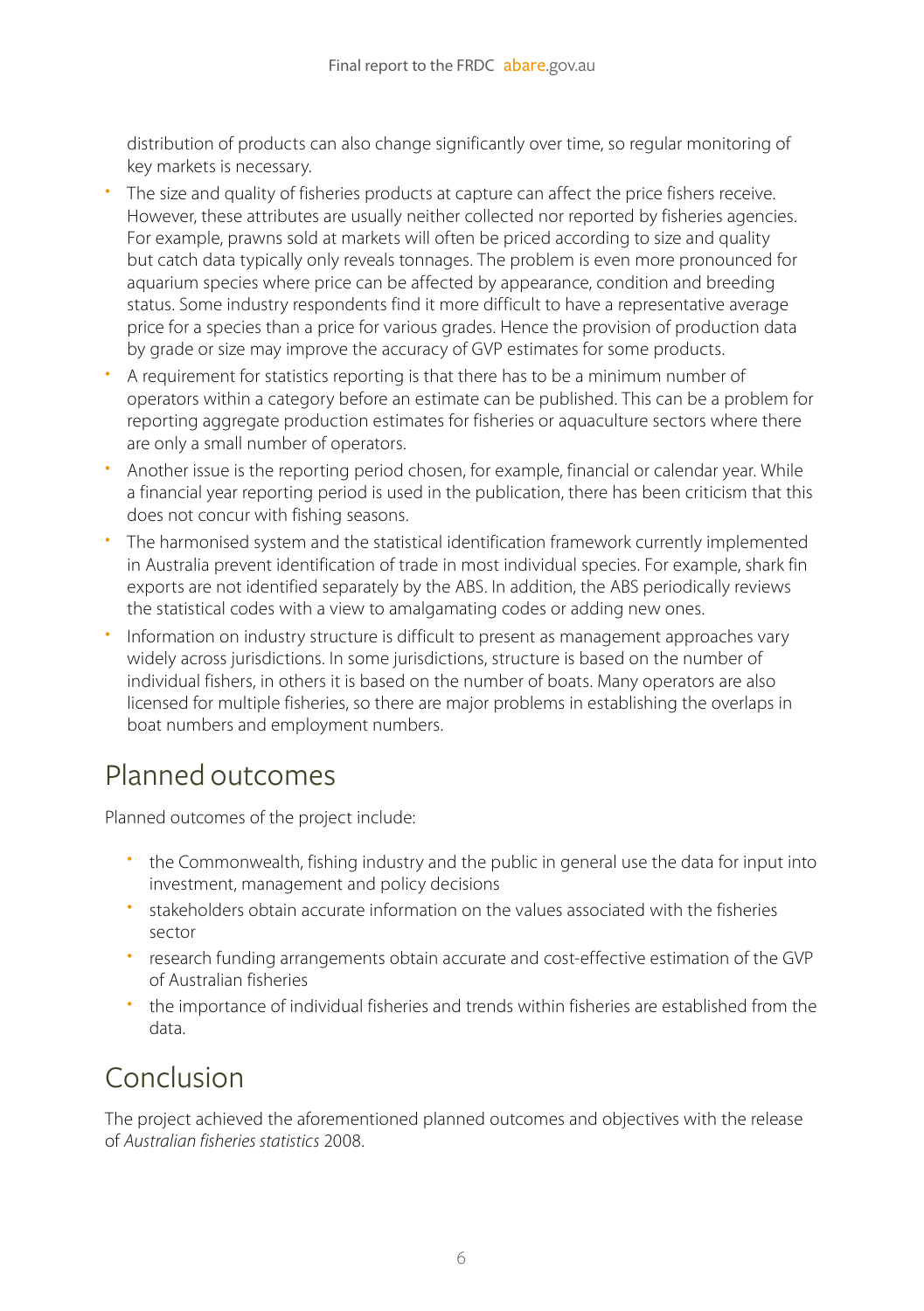distribution of products can also change significantly over time, so regular monitoring of key markets is necessary.

- The size and quality of fisheries products at capture can affect the price fishers receive. However, these attributes are usually neither collected nor reported by fisheries agencies. For example, prawns sold at markets will often be priced according to size and quality but catch data typically only reveals tonnages. The problem is even more pronounced for aquarium species where price can be affected by appearance, condition and breeding status. Some industry respondents find it more difficult to have a representative average price for a species than a price for various grades. Hence the provision of production data by grade or size may improve the accuracy of GVP estimates for some products.
- A requirement for statistics reporting is that there has to be a minimum number of operators within a category before an estimate can be published. This can be a problem for reporting aggregate production estimates for fisheries or aquaculture sectors where there are only a small number of operators.
- Another issue is the reporting period chosen, for example, financial or calendar year. While a financial year reporting period is used in the publication, there has been criticism that this does not concur with fishing seasons.
- The harmonised system and the statistical identification framework currently implemented in Australia prevent identification of trade in most individual species. For example, shark fin exports are not identified separately by the ABS. In addition, the ABS periodically reviews the statistical codes with a view to amalgamating codes or adding new ones.
- Information on industry structure is difficult to present as management approaches vary widely across jurisdictions. In some jurisdictions, structure is based on the number of individual fishers, in others it is based on the number of boats. Many operators are also licensed for multiple fisheries, so there are major problems in establishing the overlaps in boat numbers and employment numbers.

## Planned outcomes

Planned outcomes of the project include:

- the Commonwealth, fishing industry and the public in general use the data for input into investment, management and policy decisions
- stakeholders obtain accurate information on the values associated with the fisheries sector
- research funding arrangements obtain accurate and cost-effective estimation of the GVP of Australian fisheries
- the importance of individual fisheries and trends within fisheries are established from the data.

## Conclusion

The project achieved the aforementioned planned outcomes and objectives with the release of *Australian fisheries statistics* 2008.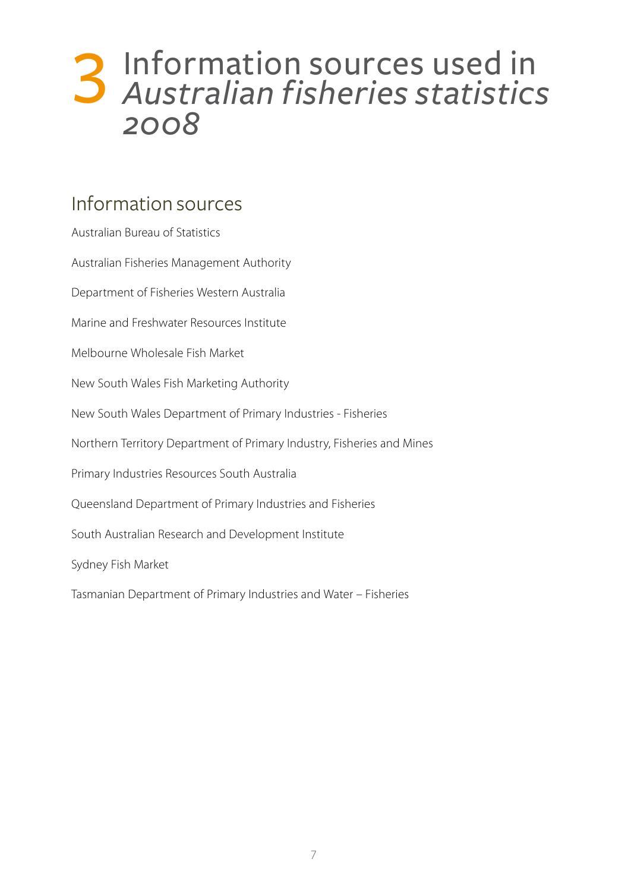# 3 Information sources used in *Australian fisheries statistics 2008*

## Information sources

Australian Bureau of Statistics

Australian Fisheries Management Authority

Department of Fisheries Western Australia

Marine and Freshwater Resources Institute

Melbourne Wholesale Fish Market

New South Wales Fish Marketing Authority

New South Wales Department of Primary Industries - Fisheries

Northern Territory Department of Primary Industry, Fisheries and Mines

Primary Industries Resources South Australia

Queensland Department of Primary Industries and Fisheries

South Australian Research and Development Institute

Sydney Fish Market

Tasmanian Department of Primary Industries and Water – Fisheries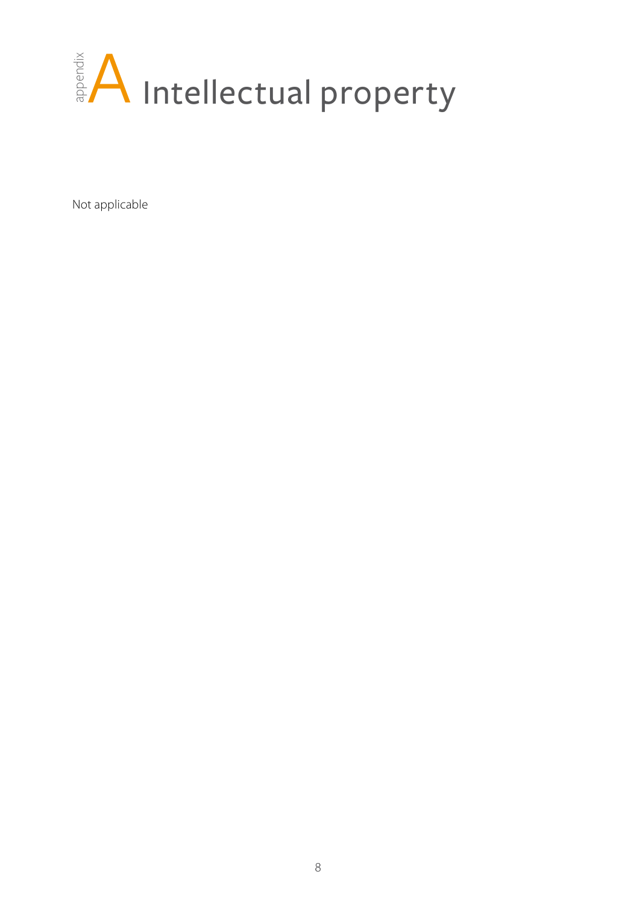# Appendix A Intellectual property

Not applicable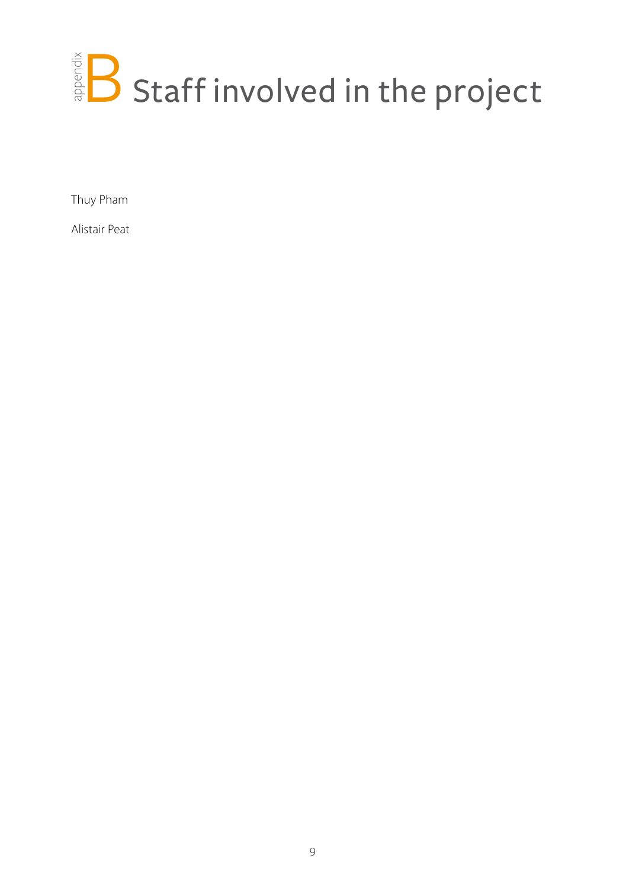# Appendix B Staff involved in the project

Thuy Pham

Alistair Peat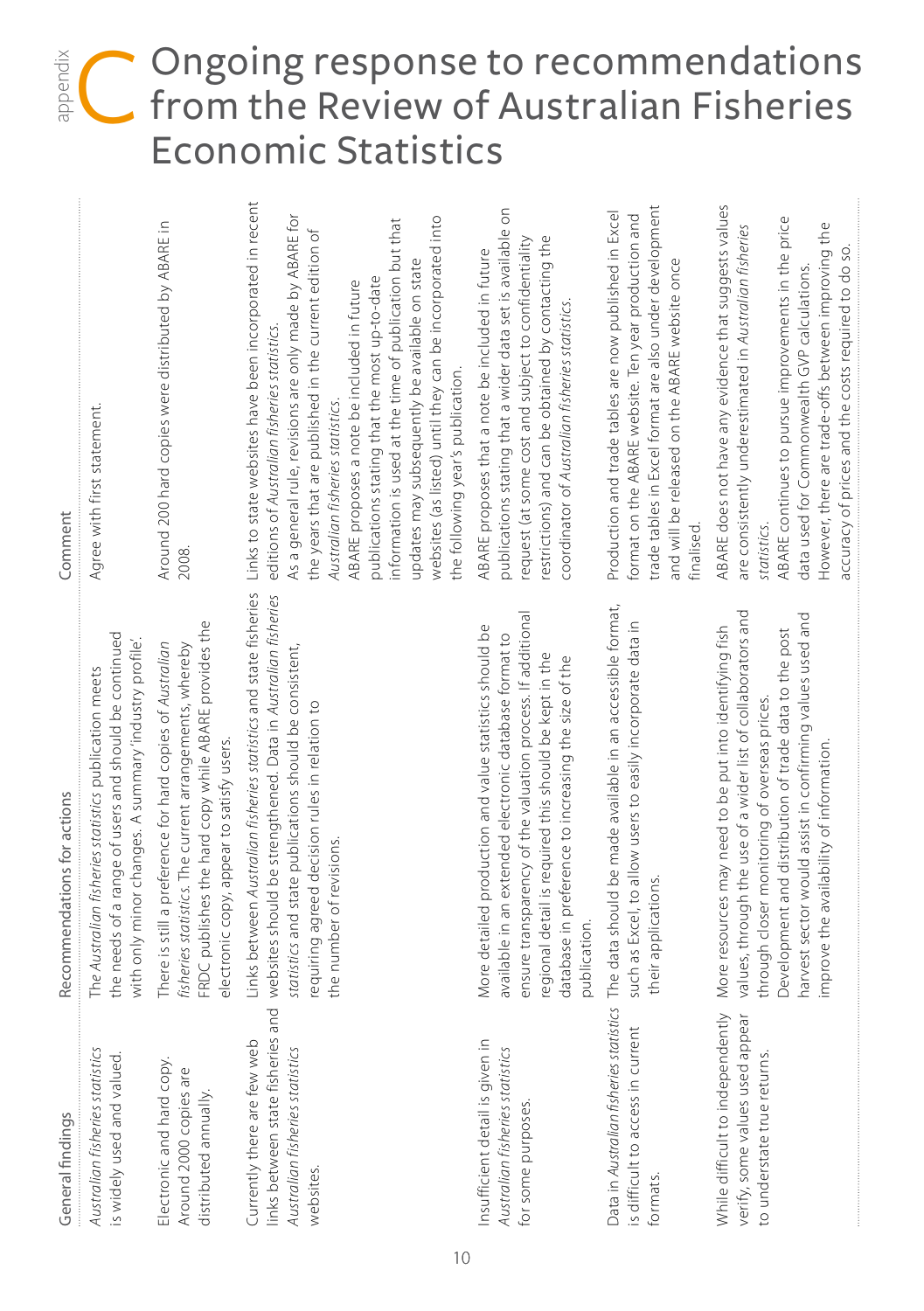# appendix C Ongoing response to recommendations from the Review of Australian Fisheries Economic Statistics

| General findings | Recommendations for actions | Comment |
|---|---|---|
| *Australian fisheries statistics* is widely used and valued. | The *Australian fisheries statistics* publication meets the needs of a range of users and should be continued with only minor changes. A summary 'industry profile'. | Agree with first statement. |
| Electronic and hard copy. Around 2000 copies are distributed annually. | There is still a preference for hard copies of *Australian fisheries statistics*. The current arrangements, whereby FRDC publishes the hard copy while ABARE provides the electronic copy, appear to satisfy users. | Around 200 hard copies were distributed by ABARE in 2008. |
| Currently there are few web links between state fisheries and *Australian fisheries statistics* websites. | Links between *Australian fisheries statistics* and state fisheries websites should be strengthened. Data in *Australian fisheries statistics* and state publications should be consistent, requiring agreed decision rules in relation to the number of revisions. | Links to state websites have been incorporated in recent editions of *Australian fisheries statistics*.<br>As a general rule, revisions are only made by ABARE for the years that are published in the current edition of *Australian fisheries statistics*.<br>ABARE proposes a note be included in future publications stating that the most up-to-date information is used at the time of publication but that updates may subsequently be available on state websites (as listed) until they can be incorporated into the following year's publication. |
| Insufficient detail is given in *Australian fisheries statistics* for some purposes. | More detailed production and value statistics should be available in an extended electronic database format to ensure transparency of the valuation process. If additional regional detail is required this should be kept in the database in preference to increasing the size of the publication. | ABARE proposes that a note be included in future publications stating that a wider data set is available on request (at some cost and subject to confidentiality restrictions) and can be obtained by contacting the coordinator of *Australian fisheries statistics*. |
| Data in *Australian fisheries statistics* is difficult to access in current formats. | The data should be made available in an accessible format, such as Excel, to allow users to easily incorporate data in their applications. | Production and trade tables are now published in Excel format on the ABARE website. Ten year production and trade tables in Excel format are also under development and will be released on the ABARE website once finalised. |
| While difficult to independently verify, some values used appear to understate true returns. | More resources may need to be put into identifying fish values, through the use of a wider list of collaborators and through closer monitoring of overseas prices.<br>Development and distribution of trade data to the post harvest sector would assist in confirming values used and improve the availability of information. | ABARE does not have any evidence that suggests values are consistently underestimated in *Australian fisheries statistics*.<br>ABARE continues to pursue improvements in the price data used for Commonwealth GVP calculations.<br>However, there are trade-offs between improving the accuracy of prices and the costs required to do so. |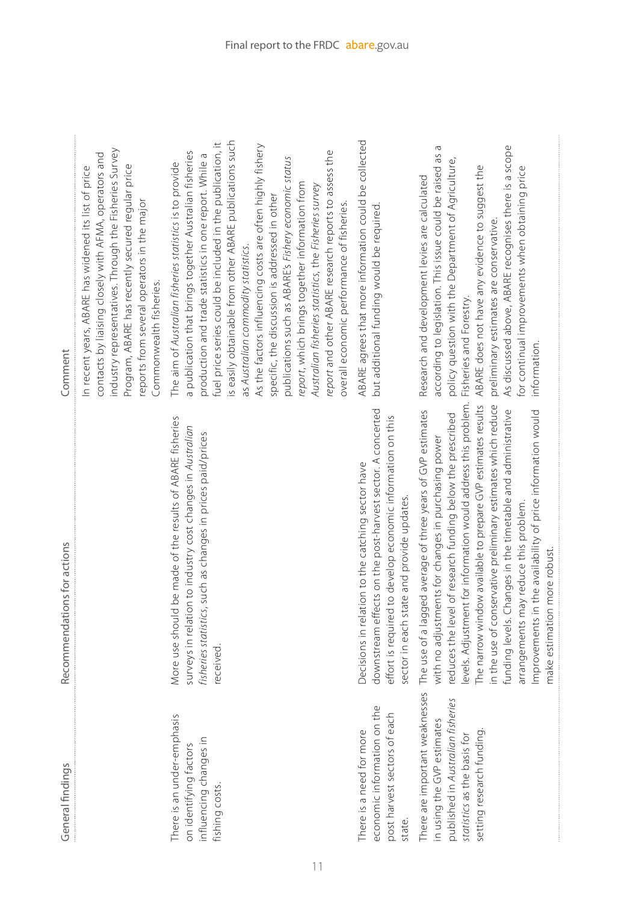| General findings | Recommendations for actions | Comment |
|---|---|---|
| | | In recent years, ABARE has widened its list of price contacts by liaising closely with AFMA, operators and industry representatives. Through the Fisheries Survey Program, ABARE has recently secured regular price reports from several operators in the major Commonwealth fisheries. |
| There is an under-emphasis on identifying factors influencing changes in fishing costs. | More use should be made of the results of ABARE fisheries surveys in relation to industry cost changes in *Australian fisheries statistics*, such as changes in prices paid/prices received. | The aim of *Australian fisheries statistics* is to provide a publication that brings together Australian fisheries production and trade statistics in one report. While a fuel price series could be included in the publication, it is easily obtainable from other ABARE publications such as *Australian commodity statistics*. As the factors influencing costs are often highly fishery specific, the discussion is addressed in other publications such as ABARE's *Fishery economic status report*, which brings together information from *Australian fisheries statistics*, the *Fisheries survey report* and other ABARE research reports to assess the overall economic performance of fisheries. |
| There is a need for more economic information on the post harvest sectors of each state. | Decisions in relation to the catching sector have downstream effects on the post-harvest sector. A concerted effort is required to develop economic information on this sector in each state and provide updates. | ABARE agrees that more information could be collected but additional funding would be required. |
| There are important weaknesses in using the GVP estimates published in *Australian fisheries statistics* as the basis for setting research funding. | The use of a lagged average of three years of GVP estimates with no adjustments for changes in purchasing power reduces the level of research funding below the prescribed levels. Adjustment for information would address this problem. The narrow window available to prepare GVP estimates results in the use of conservative preliminary estimates which reduce funding levels. Changes in the timetable and administrative arrangements may reduce this problem. Improvements in the availability of price information would make estimation more robust. | Research and development levies are calculated according to legislation. This issue could be raised as a policy question with the Department of Agriculture, Fisheries and Forestry. ABARE does not have any evidence to suggest the preliminary estimates are conservative. As discussed above, ABARE recognises there is a scope for continual improvements when obtaining price information. |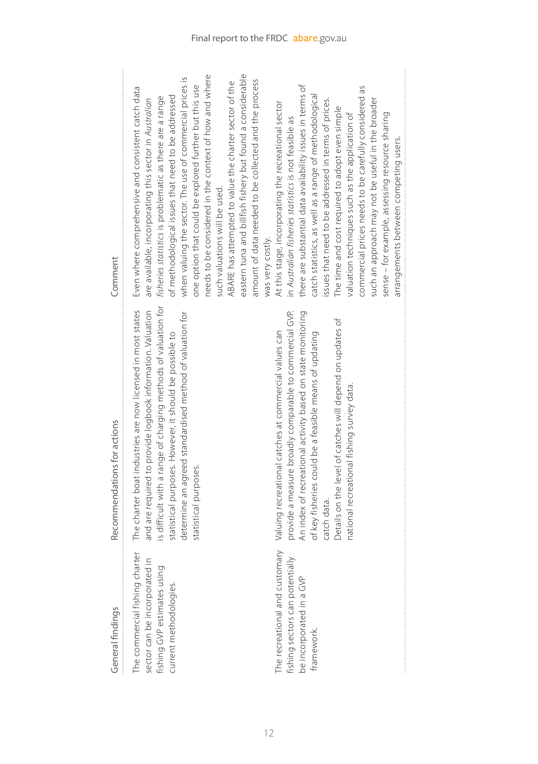| General findings | Recommendations for actions | Comment |
| --- | --- | --- |
| The commercial fishing charter sector can be incorporated in fishing GVP estimates using current methodologies. | The charter boat industries are now licensed in most states and are required to provide logbook information. Valuation is difficult with a range of charging methods of valuation for statistical purposes. However, it should be possible to determine an agreed standardised method of valuation for statistical purposes. | Even where comprehensive and consistent catch data are available, incorporating this sector in *Australian fisheries statistics* is problematic as there are a range of methodological issues that need to be addressed when valuing the sector. The use of commercial prices is one option that could be explored further but this use needs to be considered in the context of how and where such valuations will be used.<br>ABARE has attempted to value the charter sector of the eastern tuna and billfish fishery but found a considerable amount of data needed to be collected and the process was very costly. |
| The recreational and customary fishing sectors can potentially be incorporated in a GVP framework. | Valuing recreational catches at commercial values can provide a measure broadly comparable to commercial GVP. An index of recreational activity based on state monitoring of key fisheries could be a feasible means of updating catch data.<br>Details on the level of catches will depend on updates of national recreational fishing survey data. | At this stage, incorporating the recreational sector in *Australian fisheries statistics* is not feasible as there are substantial data availability issues in terms of catch statistics, as well as a range of methodological issues that need to be addressed in terms of prices. The time and cost required to adopt even simple valuation techniques such as the application of commercial prices needs to be carefully considered as such an approach may not be useful in the broader sense – for example, assessing resource sharing arrangements between competing users. |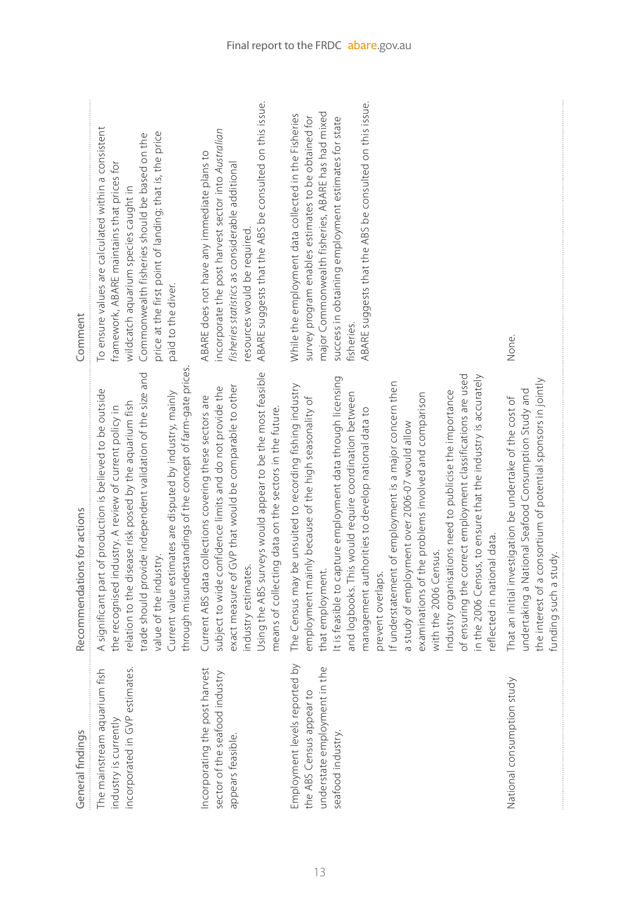| General findings | Recommendations for actions | Comment |
| --- | --- | --- |
| The mainstream aquarium fish industry is currently incorporated in GVP estimates. | A significant part of production is believed to be outside the recognised industry. A review of current policy in relation to the disease risk posed by the aquarium fish trade should provide independent validation of the size and value of the industry.<br>Current value estimates are disputed by industry, mainly through misunderstandings of the concept of farm-gate prices. | To ensure values are calculated within a consistent framework, ABARE maintains that prices for wildcatch aquarium species caught in Commonwealth fisheries should be based on the price at the first point of landing; that is, the price paid to the diver. |
| Incorporating the post harvest sector of the seafood industry appears feasible. | Current ABS data collections covering these sectors are subject to wide confidence limits and do not provide the exact measure of GVP that would be comparable to other industry estimates.<br>Using the ABS surveys would appear to be the most feasible means of collecting data on the sectors in the future. | ABARE does not have any immediate plans to incorporate the post harvest sector into *Australian fisheries statistics* as considerable additional resources would be required.<br>ABARE suggests that the ABS be consulted on this issue. |
| Employment levels reported by the ABS Census appear to understate employment in the seafood industry. | The Census may be unsuited to recording fishing industry employment mainly because of the high seasonality of that employment.<br>It is feasible to capture employment data through licensing and logbooks. This would require coordination between management authorities to develop national data to prevent overlaps.<br>If understatement of employment is a major concern then a study of employment over 2006-07 would allow examinations of the problems involved and comparison with the 2006 Census.<br>Industry organisations need to publicise the importance of ensuring the correct employment classifications are used in the 2006 Census, to ensure that the industry is accurately reflected in national data. | While the employment data collected in the Fisheries survey program enables estimates to be obtained for major Commonwealth fisheries, ABARE has had mixed success in obtaining employment estimates for state fisheries.<br>ABARE suggests that the ABS be consulted on this issue. |
| National consumption study | That an initial investigation be undertake of the cost of undertaking a National Seafood Consumption Study and the interest of a consortium of potential sponsors in jointly funding such a study. | None. |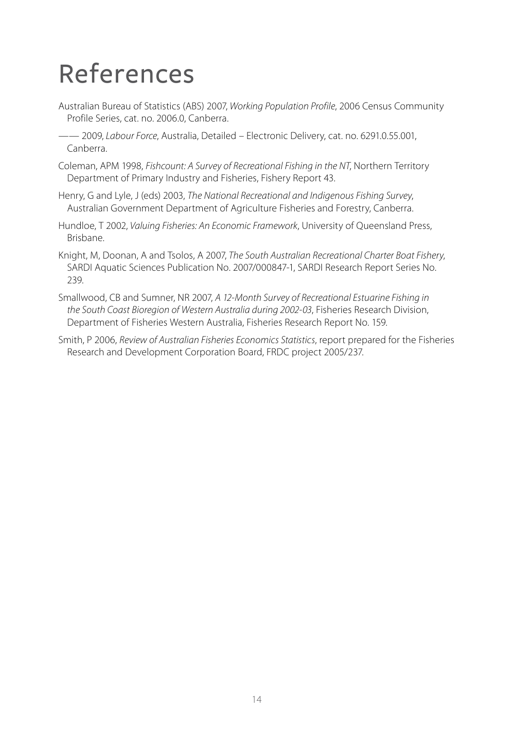# References

Australian Bureau of Statistics (ABS) 2007, *Working Population Profile*, 2006 Census Community Profile Series, cat. no. 2006.0, Canberra.

—— 2009, *Labour Force*, Australia, Detailed – Electronic Delivery, cat. no. 6291.0.55.001, Canberra.

Coleman, APM 1998, *Fishcount: A Survey of Recreational Fishing in the NT*, Northern Territory Department of Primary Industry and Fisheries, Fishery Report 43.

Henry, G and Lyle, J (eds) 2003, *The National Recreational and Indigenous Fishing Survey*, Australian Government Department of Agriculture Fisheries and Forestry, Canberra.

Hundloe, T 2002, *Valuing Fisheries: An Economic Framework*, University of Queensland Press, Brisbane.

Knight, M, Doonan, A and Tsolos, A 2007, *The South Australian Recreational Charter Boat Fishery*, SARDI Aquatic Sciences Publication No. 2007/000847-1, SARDI Research Report Series No. 239.

Smallwood, CB and Sumner, NR 2007, *A 12-Month Survey of Recreational Estuarine Fishing in the South Coast Bioregion of Western Australia during 2002-03*, Fisheries Research Division, Department of Fisheries Western Australia, Fisheries Research Report No. 159.

Smith, P 2006, *Review of Australian Fisheries Economics Statistics*, report prepared for the Fisheries Research and Development Corporation Board, FRDC project 2005/237.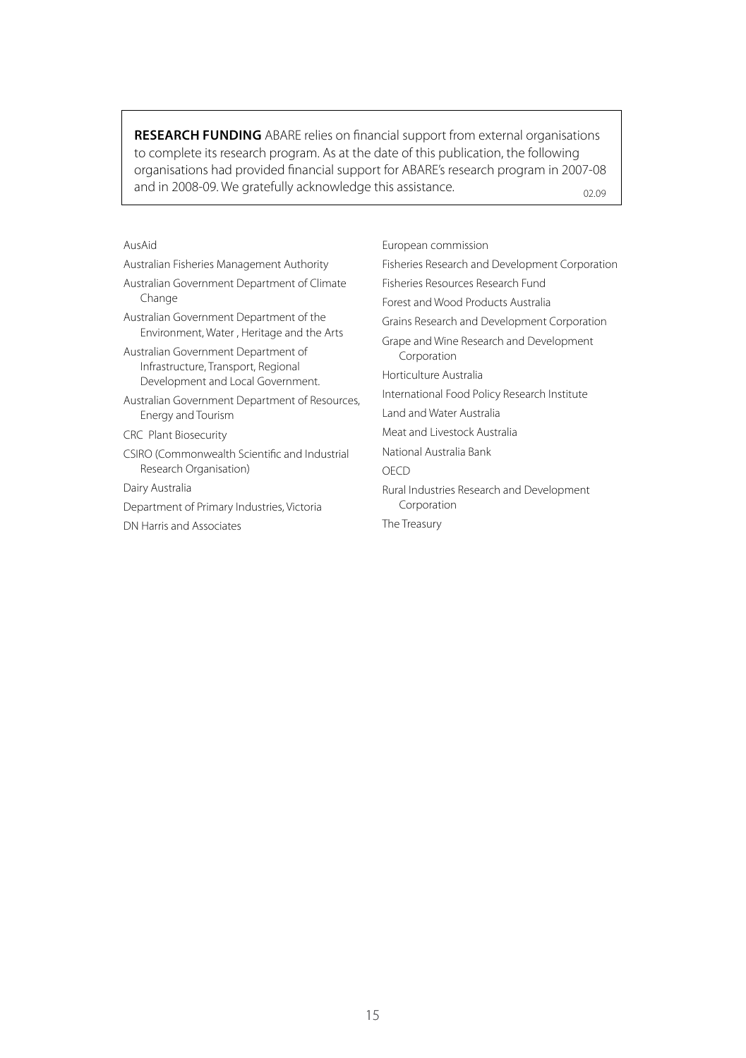**RESEARCH FUNDING** ABARE relies on financial support from external organisations to complete its research program. As at the date of this publication, the following organisations had provided financial support for ABARE's research program in 2007-08 and in 2008-09. We gratefully acknowledge this assistance.

02.09

AusAid

Australian Fisheries Management Authority

Australian Government Department of Climate Change

Australian Government Department of the Environment, Water , Heritage and the Arts

Australian Government Department of Infrastructure, Transport, Regional Development and Local Government.

Australian Government Department of Resources, Energy and Tourism

CRC Plant Biosecurity

CSIRO (Commonwealth Scientific and Industrial Research Organisation)

Dairy Australia

Department of Primary Industries, Victoria

DN Harris and Associates

European commission

Fisheries Research and Development Corporation

Fisheries Resources Research Fund

Forest and Wood Products Australia

Grains Research and Development Corporation

Grape and Wine Research and Development Corporation

Horticulture Australia

International Food Policy Research Institute

Land and Water Australia

Meat and Livestock Australia

National Australia Bank

OECD

Rural Industries Research and Development Corporation

The Treasury